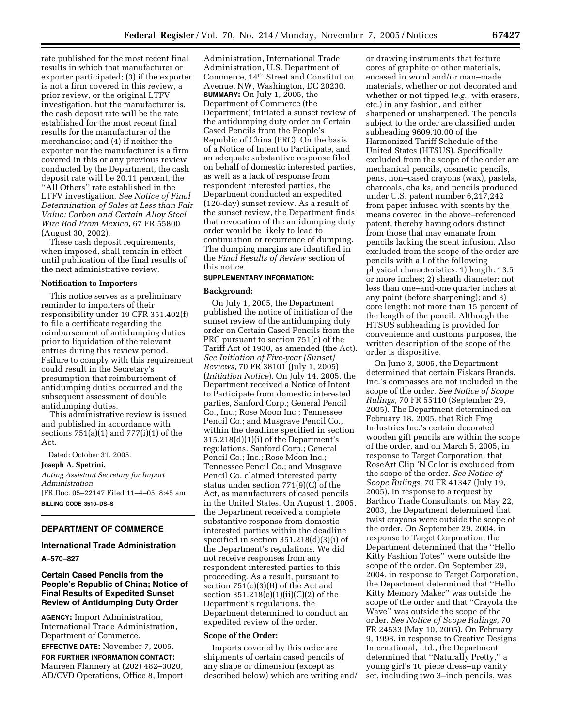rate published for the most recent final results in which that manufacturer or exporter participated; (3) if the exporter is not a firm covered in this review, a prior review, or the original LTFV investigation, but the manufacturer is, the cash deposit rate will be the rate established for the most recent final results for the manufacturer of the merchandise; and (4) if neither the exporter nor the manufacturer is a firm covered in this or any previous review conducted by the Department, the cash deposit rate will be 20.11 percent, the ''All Others'' rate established in the LTFV investigation. *See Notice of Final Determination of Sales at Less than Fair Value: Carbon and Certain Alloy Steel Wire Rod From Mexico*, 67 FR 55800 (August 30, 2002).

These cash deposit requirements, when imposed, shall remain in effect until publication of the final results of the next administrative review.

**Notification to Importers**

This notice serves as a preliminary reminder to importers of their responsibility under 19 CFR 351.402(f) to file a certificate regarding the reimbursement of antidumping duties prior to liquidation of the relevant entries during this review period. Failure to comply with this requirement could result in the Secretary's presumption that reimbursement of antidumping duties occurred and the subsequent assessment of double antidumping duties.

This administrative review is issued and published in accordance with sections 751(a)(1) and 777(i)(1) of the Act.

Dated: October 31, 2005.

**Joseph A. Spetrini,**

*Acting Assistant Secretary for Import Administration.*

[FR Doc. 05–22147 Filed 11–4–05; 8:45 am]

**BILLING CODE 3510–DS–S**

---

## DEPARTMENT OF COMMERCE

### International Trade Administration

**A–570–827**

### Certain Cased Pencils from the People's Republic of China; Notice of Final Results of Expedited Sunset Review of Antidumping Duty Order

**AGENCY:** Import Administration, International Trade Administration, Department of Commerce.

**EFFECTIVE DATE:** November 7, 2005.

**FOR FURTHER INFORMATION CONTACT:** Maureen Flannery at (202) 482–3020, AD/CVD Operations, Office 8, Import Administration, International Trade Administration, U.S. Department of Commerce, 14th Street and Constitution Avenue, NW, Washington, DC 20230.

**SUMMARY:** On July 1, 2005, the Department of Commerce (the Department) initiated a sunset review of the antidumping duty order on Certain Cased Pencils from the People's Republic of China (PRC). On the basis of a Notice of Intent to Participate, and an adequate substantive response filed on behalf of domestic interested parties, as well as a lack of response from respondent interested parties, the Department conducted an expedited (120-day) sunset review. As a result of the sunset review, the Department finds that revocation of the antidumping duty order would be likely to lead to continuation or recurrence of dumping. The dumping margins are identified in the *Final Results of Review* section of this notice.

**SUPPLEMENTARY INFORMATION:**

**Background:**

On July 1, 2005, the Department published the notice of initiation of the sunset review of the antidumping duty order on Certain Cased Pencils from the PRC pursuant to section 751(c) of the Tariff Act of 1930, as amended (the Act). *See Initiation of Five-year (Sunset) Reviews*, 70 FR 38101 (July 1, 2005) (*Initiation Notice*). On July 14, 2005, the Department received a Notice of Intent to Participate from domestic interested parties, Sanford Corp.; General Pencil Co., Inc.; Rose Moon Inc.; Tennessee Pencil Co.; and Musgrave Pencil Co., within the deadline specified in section 315.218(d)(1)(i) of the Department's regulations. Sanford Corp.; General Pencil Co.; Inc.; Rose Moon Inc.; Tennessee Pencil Co.; and Musgrave Pencil Co. claimed interested party status under section 771(9)(C) of the Act, as manufacturers of cased pencils in the United States. On August 1, 2005, the Department received a complete substantive response from domestic interested parties within the deadline specified in section 351.218(d)(3)(i) of the Department's regulations. We did not receive responses from any respondent interested parties to this proceeding. As a result, pursuant to section 751(c)(3)(B) of the Act and section 351.218(e)(1)(ii)(C)(2) of the Department's regulations, the Department determined to conduct an expedited review of the order.

**Scope of the Order:**

Imports covered by this order are shipments of certain cased pencils of any shape or dimension (except as described below) which are writing and/or drawing instruments that feature cores of graphite or other materials, encased in wood and/or man–made materials, whether or not decorated and whether or not tipped (*e.g.*, with erasers, etc.) in any fashion, and either sharpened or unsharpened. The pencils subject to the order are classified under subheading 9609.10.00 of the Harmonized Tariff Schedule of the United States (HTSUS). Specifically excluded from the scope of the order are mechanical pencils, cosmetic pencils, pens, non–cased crayons (wax), pastels, charcoals, chalks, and pencils produced under U.S. patent number 6,217,242 from paper infused with scents by the means covered in the above–referenced patent, thereby having odors distinct from those that may emanate from pencils lacking the scent infusion. Also excluded from the scope of the order are pencils with all of the following physical characteristics: 1) length: 13.5 or more inches; 2) sheath diameter: not less than one–and-one quarter inches at any point (before sharpening); and 3) core length: not more than 15 percent of the length of the pencil. Although the HTSUS subheading is provided for convenience and customs purposes, the written description of the scope of the order is dispositive.

On June 3, 2005, the Department determined that certain Fiskars Brands, Inc.'s compasses are not included in the scope of the order. *See Notice of Scope Rulings*, 70 FR 55110 (September 29, 2005). The Department determined on February 18, 2005, that Rich Frog Industries Inc.'s certain decorated wooden gift pencils are within the scope of the order, and on March 5, 2005, in response to Target Corporation, that RoseArt Clip 'N Color is excluded from the scope of the order. *See Notice of Scope Rulings*, 70 FR 41347 (July 19, 2005). In response to a request by Barthco Trade Consultants, on May 22, 2003, the Department determined that twist crayons were outside the scope of the order. On September 29, 2004, in response to Target Corporation, the Department determined that ''Hello Kitty Fashion Totes'' were outside the scope of the order. On September 29, 2004, in response to Target Corporation, the Department determined that ''Hello Kitty Memory Maker'' was outside the scope of the order and that ''Crayola the Wave'' was outside the scope of the order. *See Notice of Scope Rulings*, 70 FR 24533 (May 10, 2005). On February 9, 1998, in response to Creative Designs International, Ltd., the Department determined that ''Naturally Pretty,'' a young girl's 10 piece dress–up vanity set, including two 3–inch pencils, was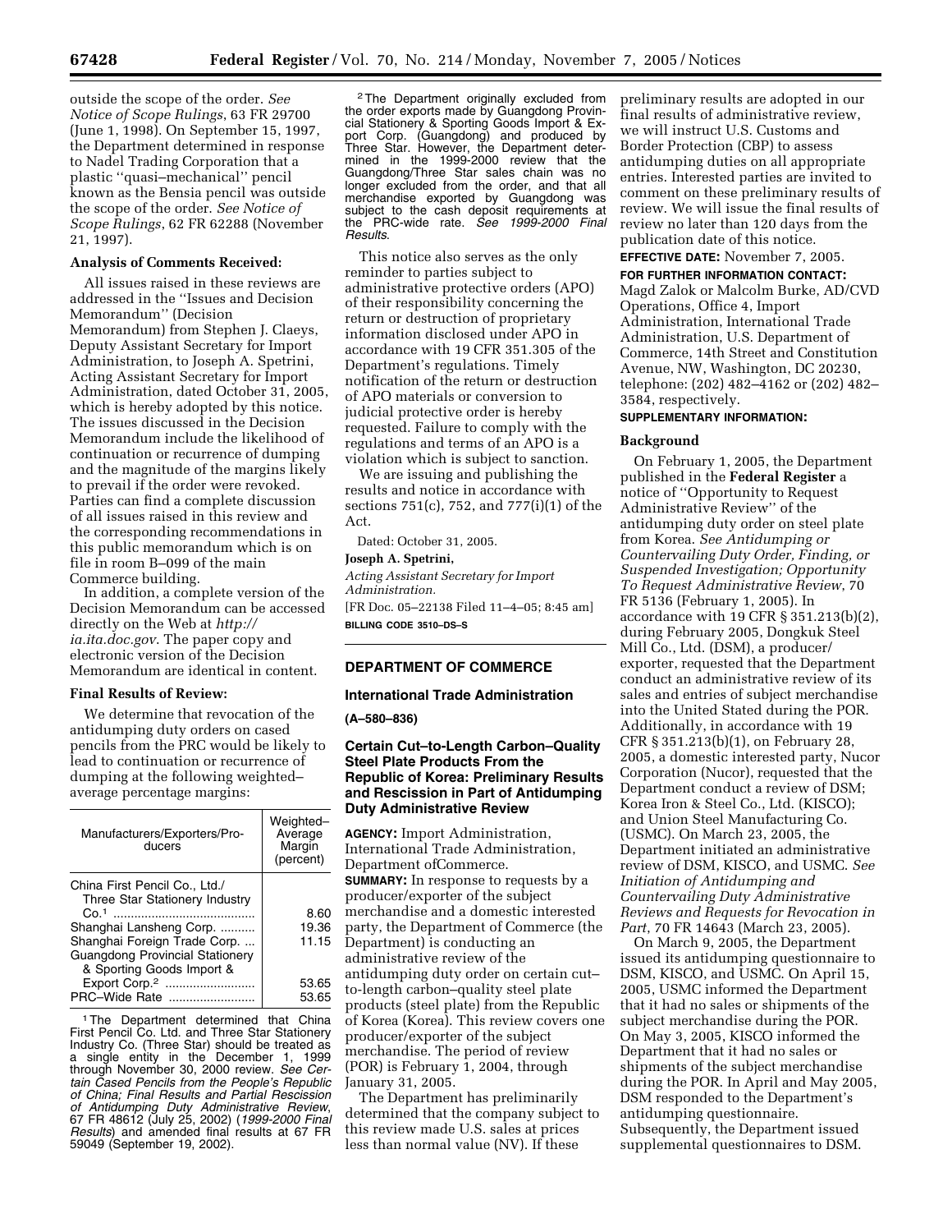outside the scope of the order. *See Notice of Scope Rulings*, 63 FR 29700 (June 1, 1998). On September 15, 1997, the Department determined in response to Nadel Trading Corporation that a plastic ''quasi–mechanical'' pencil known as the Bensia pencil was outside the scope of the order. *See Notice of Scope Rulings*, 62 FR 62288 (November 21, 1997).

**Analysis of Comments Received:**

All issues raised in these reviews are addressed in the ''Issues and Decision Memorandum'' (Decision Memorandum) from Stephen J. Claeys, Deputy Assistant Secretary for Import Administration, to Joseph A. Spetrini, Acting Assistant Secretary for Import Administration, dated October 31, 2005, which is hereby adopted by this notice. The issues discussed in the Decision Memorandum include the likelihood of continuation or recurrence of dumping and the magnitude of the margins likely to prevail if the order were revoked. Parties can find a complete discussion of all issues raised in this review and the corresponding recommendations in this public memorandum which is on file in room B–099 of the main Commerce building.

In addition, a complete version of the Decision Memorandum can be accessed directly on the Web at *http://ia.ita.doc.gov*. The paper copy and electronic version of the Decision Memorandum are identical in content.

**Final Results of Review:**

We determine that revocation of the antidumping duty orders on cased pencils from the PRC would be likely to lead to continuation or recurrence of dumping at the following weighted–average percentage margins:

| Manufacturers/Exporters/Producers | Weighted–Average Margin (percent) |
|---|---|
| China First Pencil Co., Ltd./ Three Star Stationery Industry Co.[1] | 8.60 |
| Shanghai Lansheng Corp. | 19.36 |
| Shanghai Foreign Trade Corp. | 11.15 |
| Guangdong Provincial Stationery & Sporting Goods Import & Export Corp.[2] | 53.65 |
| PRC–Wide Rate | 53.65 |

[1] The Department determined that China First Pencil Co. Ltd. and Three Star Stationery Industry Co. (Three Star) should be treated as a single entity in the December 1, 1999 through November 30, 2000 review. *See Certain Cased Pencils from the People's Republic of China; Final Results and Partial Rescission of Antidumping Duty Administrative Review*, 67 FR 48612 (July 25, 2002) (*1999-2000 Final Results*) and amended final results at 67 FR 59049 (September 19, 2002).

[2] The Department originally excluded from the order exports made by Guangdong Provincial Stationery & Sporting Goods Import & Export Corp. (Guangdong) and produced by Three Star. However, the Department determined in the 1999-2000 review that the Guangdong/Three Star sales chain was no longer excluded from the order, and that all merchandise exported by Guangdong was subject to the cash deposit requirements at the PRC-wide rate. *See 1999-2000 Final Results*.

This notice also serves as the only reminder to parties subject to administrative protective orders (APO) of their responsibility concerning the return or destruction of proprietary information disclosed under APO in accordance with 19 CFR 351.305 of the Department's regulations. Timely notification of the return or destruction of APO materials or conversion to judicial protective order is hereby requested. Failure to comply with the regulations and terms of an APO is a violation which is subject to sanction.

We are issuing and publishing the results and notice in accordance with sections 751(c), 752, and 777(i)(1) of the Act.

Dated: October 31, 2005.

**Joseph A. Spetrini,**

*Acting Assistant Secretary for Import Administration.*

[FR Doc. 05–22138 Filed 11–4–05; 8:45 am]

**BILLING CODE 3510–DS–S**

## DEPARTMENT OF COMMERCE

### International Trade Administration

**(A–580–836)**

### Certain Cut–to-Length Carbon–Quality Steel Plate Products From the Republic of Korea: Preliminary Results and Rescission in Part of Antidumping Duty Administrative Review

**AGENCY:** Import Administration, International Trade Administration, Department ofCommerce.

**SUMMARY:** In response to requests by a producer/exporter of the subject merchandise and a domestic interested party, the Department of Commerce (the Department) is conducting an administrative review of the antidumping duty order on certain cut–to-length carbon–quality steel plate products (steel plate) from the Republic of Korea (Korea). This review covers one producer/exporter of the subject merchandise. The period of review (POR) is February 1, 2004, through January 31, 2005.

The Department has preliminarily determined that the company subject to this review made U.S. sales at prices less than normal value (NV). If these preliminary results are adopted in our final results of administrative review, we will instruct U.S. Customs and Border Protection (CBP) to assess antidumping duties on all appropriate entries. Interested parties are invited to comment on these preliminary results of review. We will issue the final results of review no later than 120 days from the publication date of this notice.

**EFFECTIVE DATE:** November 7, 2005.

**FOR FURTHER INFORMATION CONTACT:** Magd Zalok or Malcolm Burke, AD/CVD Operations, Office 4, Import Administration, International Trade Administration, U.S. Department of Commerce, 14th Street and Constitution Avenue, NW, Washington, DC 20230, telephone: (202) 482–4162 or (202) 482–3584, respectively.

**SUPPLEMENTARY INFORMATION:**

**Background**

On February 1, 2005, the Department published in the **Federal Register** a notice of ''Opportunity to Request Administrative Review'' of the antidumping duty order on steel plate from Korea. *See Antidumping or Countervailing Duty Order, Finding, or Suspended Investigation; Opportunity To Request Administrative Review*, 70 FR 5136 (February 1, 2005). In accordance with 19 CFR § 351.213(b)(2), during February 2005, Dongkuk Steel Mill Co., Ltd. (DSM), a producer/exporter, requested that the Department conduct an administrative review of its sales and entries of subject merchandise into the United Stated during the POR. Additionally, in accordance with 19 CFR § 351.213(b)(1), on February 28, 2005, a domestic interested party, Nucor Corporation (Nucor), requested that the Department conduct a review of DSM; Korea Iron & Steel Co., Ltd. (KISCO); and Union Steel Manufacturing Co. (USMC). On March 23, 2005, the Department initiated an administrative review of DSM, KISCO, and USMC. *See Initiation of Antidumping and Countervailing Duty Administrative Reviews and Requests for Revocation in Part*, 70 FR 14643 (March 23, 2005).

On March 9, 2005, the Department issued its antidumping questionnaire to DSM, KISCO, and USMC. On April 15, 2005, USMC informed the Department that it had no sales or shipments of the subject merchandise during the POR. On May 3, 2005, KISCO informed the Department that it had no sales or shipments of the subject merchandise during the POR. In April and May 2005, DSM responded to the Department's antidumping questionnaire. Subsequently, the Department issued supplemental questionnaires to DSM.